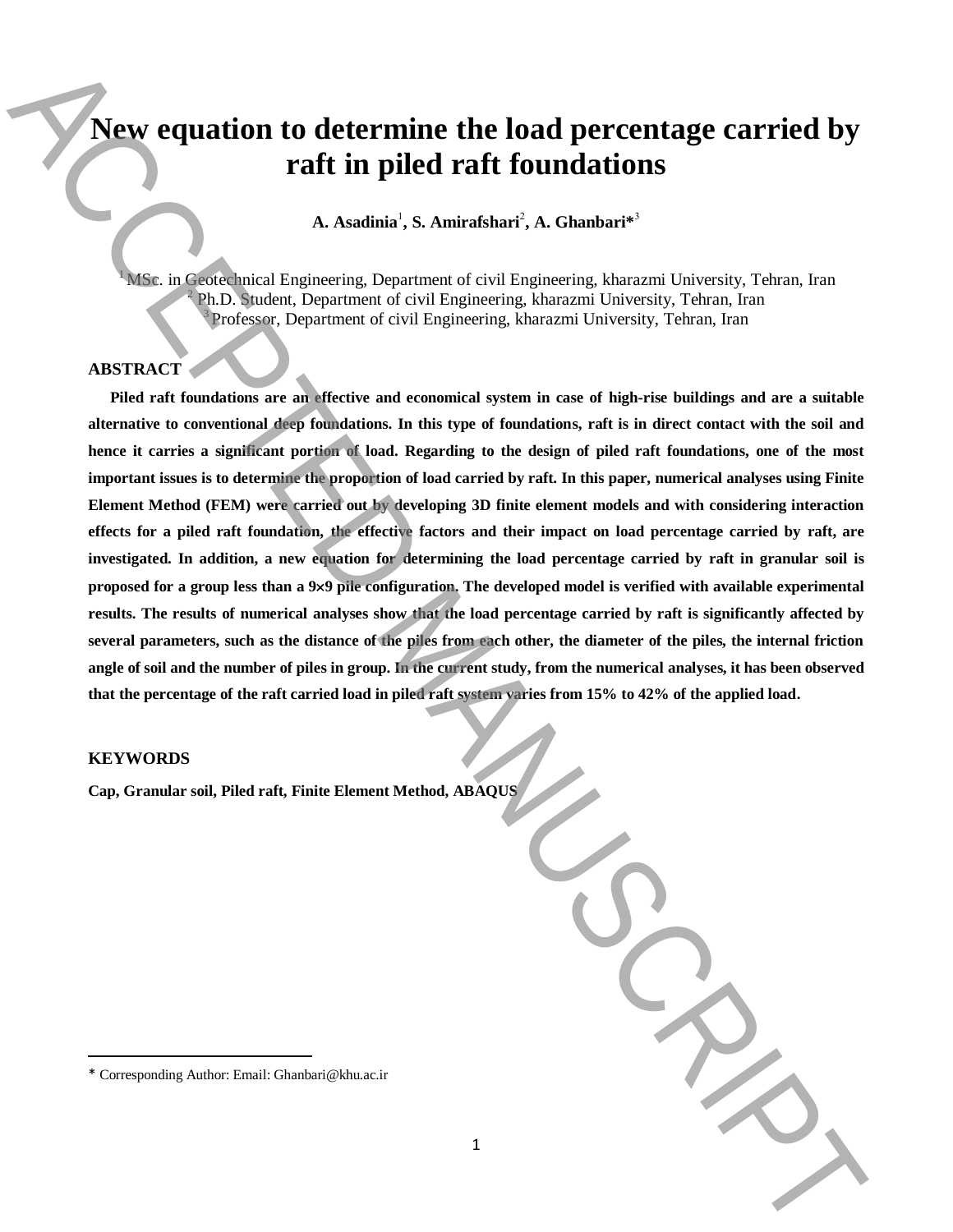# New equation to determine the load percentage carried by raft in piled raft foundations

**A. Asadinia[1], S. Amirafshari[2], A. Ghanbari*[3]**

[1] MSc. in Geotechnical Engineering, Department of civil Engineering, kharazmi University, Tehran, Iran
[2] Ph.D. Student, Department of civil Engineering, kharazmi University, Tehran, Iran
[3] Professor, Department of civil Engineering, kharazmi University, Tehran, Iran

## ABSTRACT

**Piled raft foundations are an effective and economical system in case of high-rise buildings and are a suitable alternative to conventional deep foundations. In this type of foundations, raft is in direct contact with the soil and hence it carries a significant portion of load. Regarding to the design of piled raft foundations, one of the most important issues is to determine the proportion of load carried by raft. In this paper, numerical analyses using Finite Element Method (FEM) were carried out by developing 3D finite element models and with considering interaction effects for a piled raft foundation, the effective factors and their impact on load percentage carried by raft, are investigated. In addition, a new equation for determining the load percentage carried by raft in granular soil is proposed for a group less than a 9×9 pile configuration. The developed model is verified with available experimental results. The results of numerical analyses show that the load percentage carried by raft is significantly affected by several parameters, such as the distance of the piles from each other, the diameter of the piles, the internal friction angle of soil and the number of piles in group. In the current study, from the numerical analyses, it has been observed that the percentage of the raft carried load in piled raft system varies from 15% to 42% of the applied load.**

## KEYWORDS

**Cap, Granular soil, Piled raft, Finite Element Method, ABAQUS**

* Corresponding Author: Email: Ghanbari@khu.ac.ir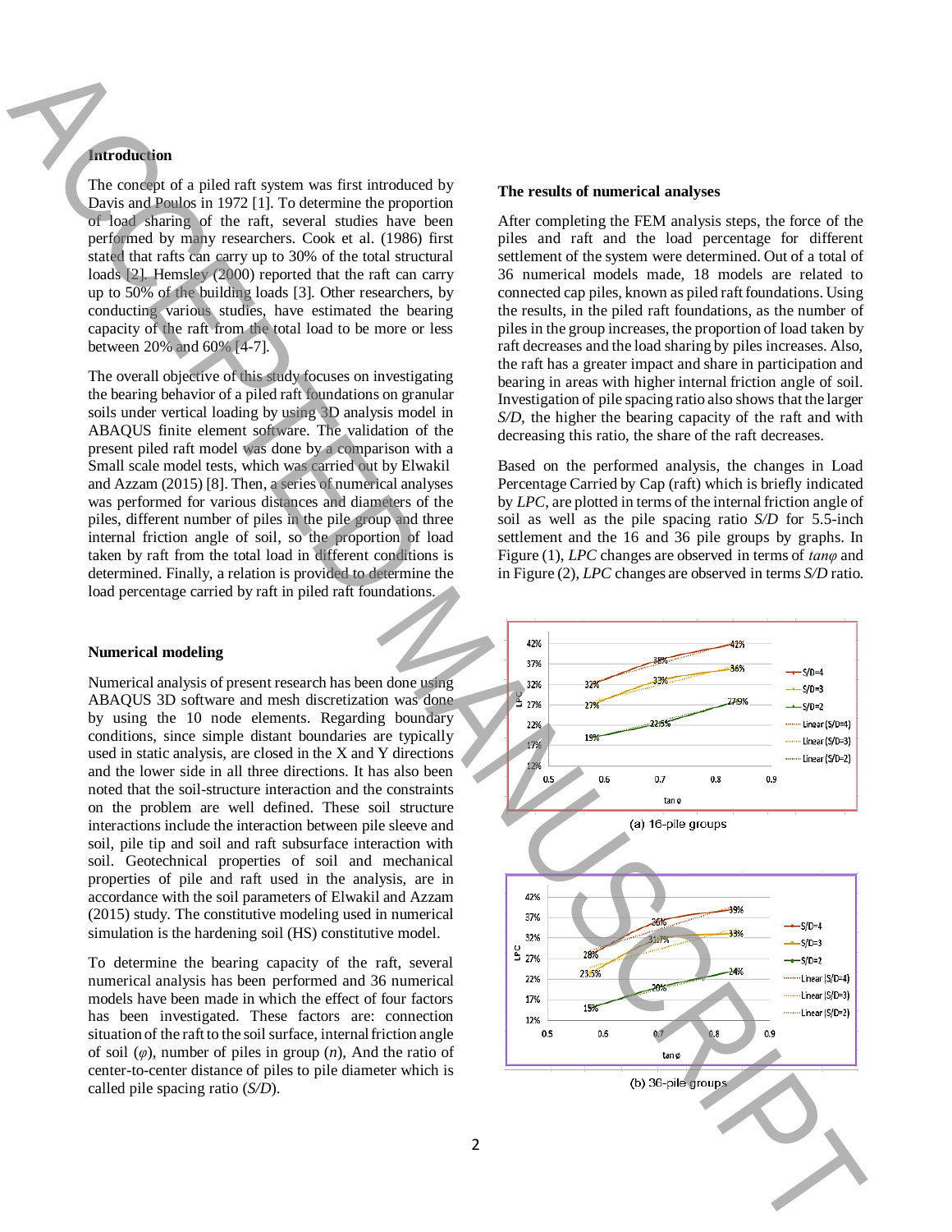## Introduction

The concept of a piled raft system was first introduced by Davis and Poulos in 1972 [1]. To determine the proportion of load sharing of the raft, several studies have been performed by many researchers. Cook et al. (1986) first stated that rafts can carry up to 30% of the total structural loads [2]. Hemsley (2000) reported that the raft can carry up to 50% of the building loads [3]. Other researchers, by conducting various studies, have estimated the bearing capacity of the raft from the total load to be more or less between 20% and 60% [4-7].

The overall objective of this study focuses on investigating the bearing behavior of a piled raft foundations on granular soils under vertical loading by using 3D analysis model in ABAQUS finite element software. The validation of the present piled raft model was done by a comparison with a Small scale model tests, which was carried out by Elwakil and Azzam (2015) [8]. Then, a series of numerical analyses was performed for various distances and diameters of the piles, different number of piles in the pile group and three internal friction angle of soil, so the proportion of load taken by raft from the total load in different conditions is determined. Finally, a relation is provided to determine the load percentage carried by raft in piled raft foundations.

## Numerical modeling

Numerical analysis of present research has been done using ABAQUS 3D software and mesh discretization was done by using the 10 node elements. Regarding boundary conditions, since simple distant boundaries are typically used in static analysis, are closed in the X and Y directions and the lower side in all three directions. It has also been noted that the soil-structure interaction and the constraints on the problem are well defined. These soil structure interactions include the interaction between pile sleeve and soil, pile tip and soil and raft subsurface interaction with soil. Geotechnical properties of soil and mechanical properties of pile and raft used in the analysis, are in accordance with the soil parameters of Elwakil and Azzam (2015) study. The constitutive modeling used in numerical simulation is the hardening soil (HS) constitutive model.

To determine the bearing capacity of the raft, several numerical analysis has been performed and 36 numerical models have been made in which the effect of four factors has been investigated. These factors are: connection situation of the raft to the soil surface, internal friction angle of soil ($\varphi$), number of piles in group ($n$), And the ratio of center-to-center distance of piles to pile diameter which is called pile spacing ratio ($S/D$).

## The results of numerical analyses

After completing the FEM analysis steps, the force of the piles and raft and the load percentage for different settlement of the system were determined. Out of a total of 36 numerical models made, 18 models are related to connected cap piles, known as piled raft foundations. Using the results, in the piled raft foundations, as the number of piles in the group increases, the proportion of load taken by raft decreases and the load sharing by piles increases. Also, the raft has a greater impact and share in participation and bearing in areas with higher internal friction angle of soil. Investigation of pile spacing ratio also shows that the larger $S/D$, the higher the bearing capacity of the raft and with decreasing this ratio, the share of the raft decreases.

Based on the performed analysis, the changes in Load Percentage Carried by Cap (raft) which is briefly indicated by $LPC$, are plotted in terms of the internal friction angle of soil as well as the pile spacing ratio $S/D$ for 5.5-inch settlement and the 16 and 36 pile groups by graphs. In Figure (1), $LPC$ changes are observed in terms of $\tan\varphi$ and in Figure (2), $LPC$ changes are observed in terms $S/D$ ratio.

(a) 16-pile groups

(b) 36-pile groups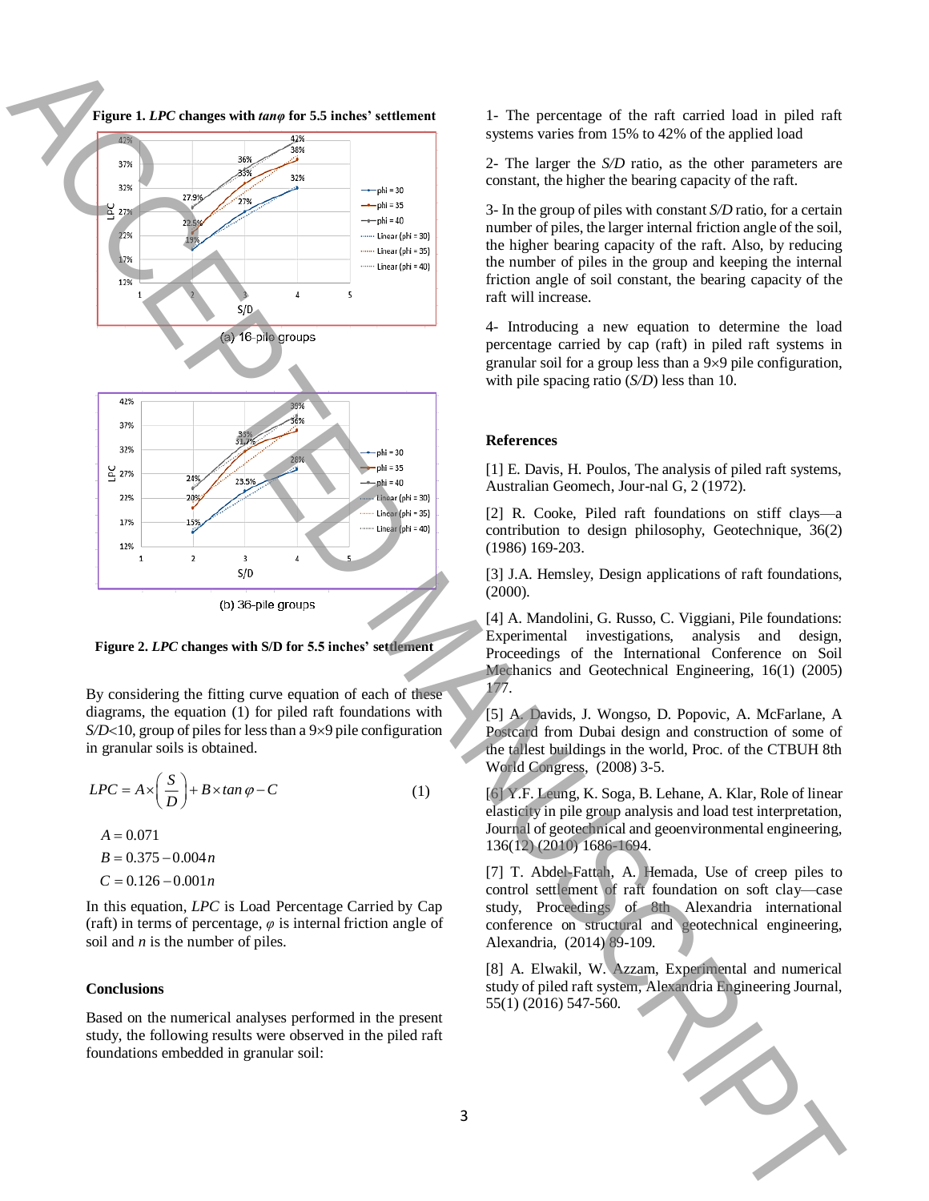**Figure 1.** ***LPC*** **changes with** ***tanφ*** **for 5.5 inches' settlement**

42%
37%
32%
27%
22%
17%
12%
LPC
S/D
1 2 3 4 5
42%
38%
36%
33%
32%
27.9%
27%
22.5%
19%
phi = 30
phi = 35
phi = 40
Linear (phi = 30)
Linear (phi = 35)
Linear (phi = 40)

(a) 16-pile groups

42%
37%
32%
27%
22%
17%
12%
LPC
S/D
1 2 3 4 5
39%
36%
33%
31.7%
28%
24%
23.5%
20%
15%
phi = 30
phi = 35
phi = 40
Linear (phi = 30)
Linear (phi = 35)
Linear (phi = 40)

(b) 36-pile groups

**Figure 2.** ***LPC*** **changes with S/D for 5.5 inches' settlement**

By considering the fitting curve equation of each of these diagrams, the equation (1) for piled raft foundations with $S/D<10$, group of piles for less than a 9×9 pile configuration in granular soils is obtained.

$$LPC = A \times \left(\frac{S}{D}\right) + B \times \tan\varphi - C \qquad (1)$$

$$A = 0.071$$
$$B = 0.375 - 0.004n$$
$$C = 0.126 - 0.001n$$

In this equation, *LPC* is Load Percentage Carried by Cap (raft) in terms of percentage, $\varphi$ is internal friction angle of soil and $n$ is the number of piles.

## Conclusions

Based on the numerical analyses performed in the present study, the following results were observed in the piled raft foundations embedded in granular soil:

1- The percentage of the raft carried load in piled raft systems varies from 15% to 42% of the applied load

2- The larger the *S/D* ratio, as the other parameters are constant, the higher the bearing capacity of the raft.

3- In the group of piles with constant *S/D* ratio, for a certain number of piles, the larger internal friction angle of the soil, the higher bearing capacity of the raft. Also, by reducing the number of piles in the group and keeping the internal friction angle of soil constant, the bearing capacity of the raft will increase.

4- Introducing a new equation to determine the load percentage carried by cap (raft) in piled raft systems in granular soil for a group less than a 9×9 pile configuration, with pile spacing ratio (*S/D*) less than 10.

## References

[1] E. Davis, H. Poulos, The analysis of piled raft systems, Australian Geomech, Jour-nal G, 2 (1972).

[2] R. Cooke, Piled raft foundations on stiff clays—a contribution to design philosophy, Geotechnique, 36(2) (1986) 169-203.

[3] J.A. Hemsley, Design applications of raft foundations, (2000).

[4] A. Mandolini, G. Russo, C. Viggiani, Pile foundations: Experimental investigations, analysis and design, Proceedings of the International Conference on Soil Mechanics and Geotechnical Engineering, 16(1) (2005) 177.

[5] A. Davids, J. Wongso, D. Popovic, A. McFarlane, A Postcard from Dubai design and construction of some of the tallest buildings in the world, Proc. of the CTBUH 8th World Congress, (2008) 3-5.

[6] Y.F. Leung, K. Soga, B. Lehane, A. Klar, Role of linear elasticity in pile group analysis and load test interpretation, Journal of geotechnical and geoenvironmental engineering, 136(12) (2010) 1686-1694.

[7] T. Abdel-Fattah, A. Hemada, Use of creep piles to control settlement of raft foundation on soft clay—case study, Proceedings of 8th Alexandria international conference on structural and geotechnical engineering, Alexandria, (2014) 89-109.

[8] A. Elwakil, W. Azzam, Experimental and numerical study of piled raft system, Alexandria Engineering Journal, 55(1) (2016) 547-560.